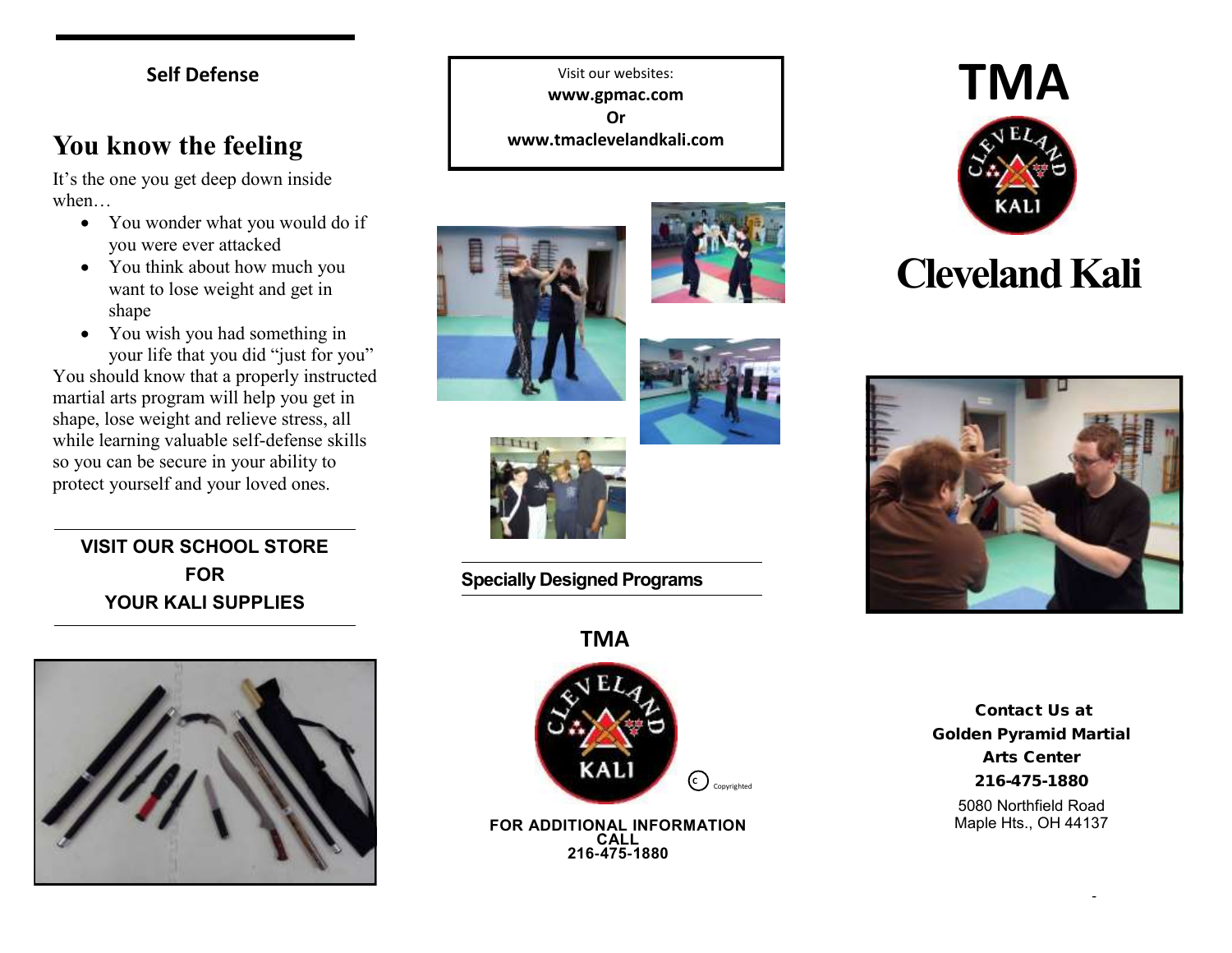## Self Defense

# You know the feeling

It's the one you get deep down inside when…

- You wonder what you would do if you were ever attacked
- You think about how much you want to lose weight and get in shape
- You wish you had something in your life that you did "just for you"

You should know that a properly instructed martial arts program will help you get in shape, lose weight and relieve stress, all while learning valuable self-defense skills so you can be secure in your ability to protect yourself and your loved ones.

**VISIT OUR SCHOOL STORE FOR YOUR KALI SUPPLIES**

Visit our websites:
**www.gpmac.com**
**Or**
**www.tmaclevelandkali.com**

**Specially Designed Programs**

**TMA**

Copyrighted

**FOR ADDITIONAL INFORMATION CALL 216-475-1880**

# TMA

# Cleveland Kali

**Contact Us at**
**Golden Pyramid Martial Arts Center**
**216-475-1880**
5080 Northfield Road
Maple Hts., OH 44137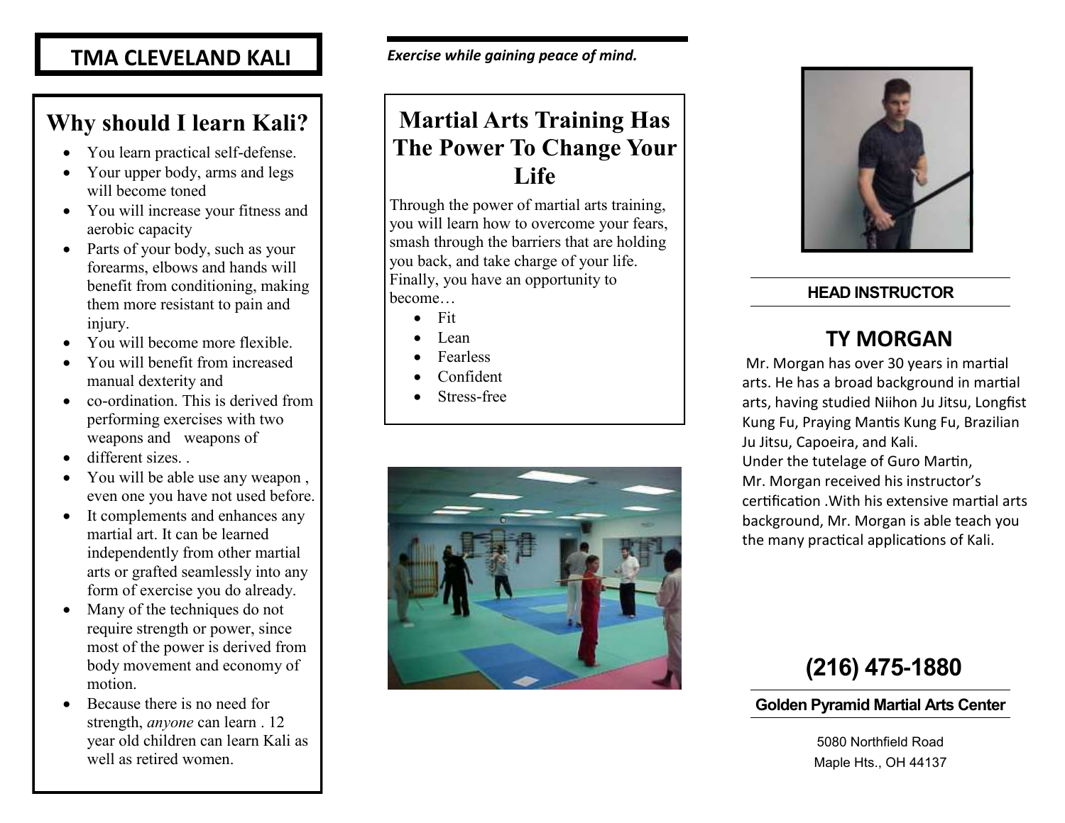## TMA CLEVELAND KALI

### Why should I learn Kali?

- You learn practical self-defense.
- Your upper body, arms and legs will become toned
- You will increase your fitness and aerobic capacity
- Parts of your body, such as your forearms, elbows and hands will benefit from conditioning, making them more resistant to pain and injury.
- You will become more flexible.
- You will benefit from increased manual dexterity and
- co-ordination. This is derived from performing exercises with two weapons and weapons of
- different sizes. .
- You will be able use any weapon , even one you have not used before.
- It complements and enhances any martial art. It can be learned independently from other martial arts or grafted seamlessly into any form of exercise you do already.
- Many of the techniques do not require strength or power, since most of the power is derived from body movement and economy of motion.
- Because there is no need for strength, *anyone* can learn . 12 year old children can learn Kali as well as retired women.

***Exercise while gaining peace of mind.***

### Martial Arts Training Has The Power To Change Your Life

Through the power of martial arts training, you will learn how to overcome your fears, smash through the barriers that are holding you back, and take charge of your life. Finally, you have an opportunity to become…

- Fit
- Lean
- Fearless
- Confident
- Stress-free

**HEAD INSTRUCTOR**

## TY MORGAN

Mr. Morgan has over 30 years in martial arts. He has a broad background in martial arts, having studied Niihon Ju Jitsu, Longfist Kung Fu, Praying Mantis Kung Fu, Brazilian Ju Jitsu, Capoeira, and Kali.
Under the tutelage of Guro Martin, Mr. Morgan received his instructor's certification .With his extensive martial arts background, Mr. Morgan is able teach you the many practical applications of Kali.

## (216) 475-1880

**Golden Pyramid Martial Arts Center**

5080 Northfield Road
Maple Hts., OH 44137